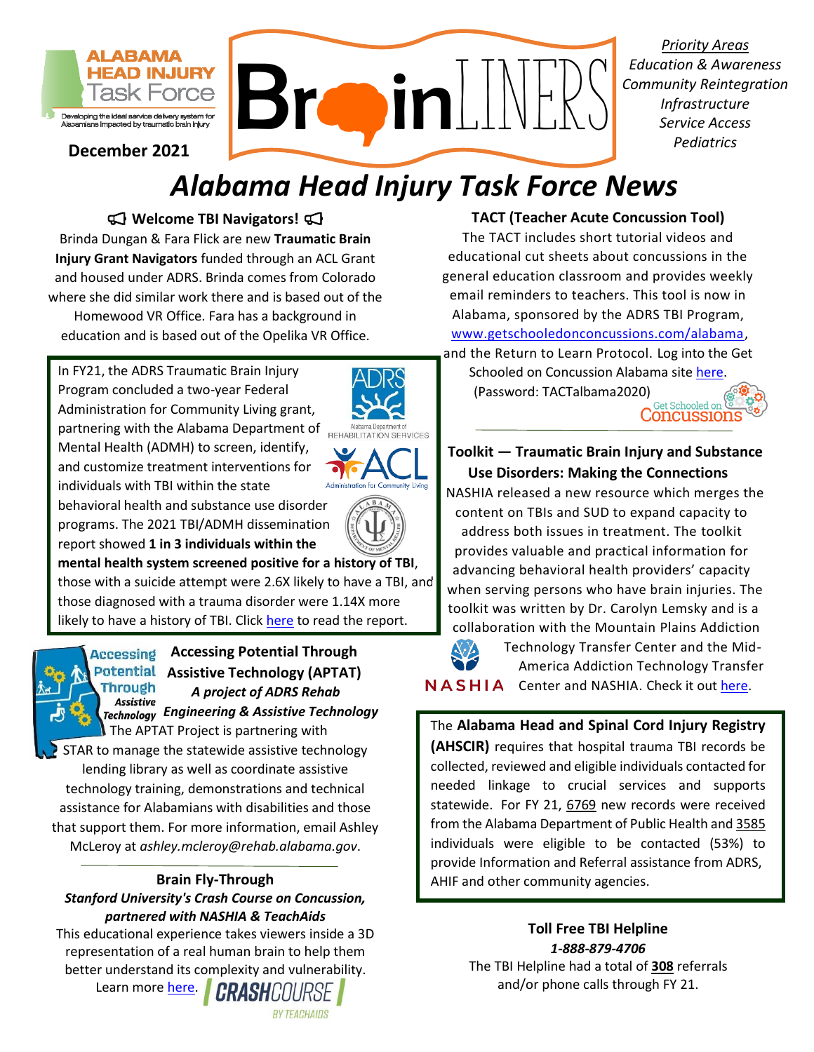ALABAMA HEAD INJURY Task Force

Developing the ideal service delivery system for Alabamians impacted by traumatic brain injury

December 2021

# BrainLINERS

*Priority Areas*
*Education & Awareness*
*Community Reintegration*
*Infrastructure*
*Service Access*
*Pediatrics*

# *Alabama Head Injury Task Force News*

### Welcome TBI Navigators!

Brinda Dungan & Fara Flick are new **Traumatic Brain Injury Grant Navigators** funded through an ACL Grant and housed under ADRS. Brinda comes from Colorado where she did similar work there and is based out of the Homewood VR Office. Fara has a background in education and is based out of the Opelika VR Office.

In FY21, the ADRS Traumatic Brain Injury Program concluded a two-year Federal Administration for Community Living grant, partnering with the Alabama Department of Mental Health (ADMH) to screen, identify, and customize treatment interventions for individuals with TBI within the state behavioral health and substance use disorder programs. The 2021 TBI/ADMH dissemination report showed **1 in 3 individuals within the mental health system screened positive for a history of TBI**, those with a suicide attempt were 2.6X likely to have a TBI, and those diagnosed with a trauma disorder were 1.14X more likely to have a history of TBI. Click here to read the report.

### Accessing Potential Through Assistive Technology (APTAT)

***A project of ADRS Rehab Engineering & Assistive Technology***

The APTAT Project is partnering with STAR to manage the statewide assistive technology lending library as well as coordinate assistive technology training, demonstrations and technical assistance for Alabamians with disabilities and those that support them. For more information, email Ashley McLeroy at *ashley.mcleroy@rehab.alabama.gov*.

### Brain Fly-Through

***Stanford University's Crash Course on Concussion, partnered with NASHIA & TeachAids***

This educational experience takes viewers inside a 3D representation of a real human brain to help them better understand its complexity and vulnerability. Learn more here.

### TACT (Teacher Acute Concussion Tool)

The TACT includes short tutorial videos and educational cut sheets about concussions in the general education classroom and provides weekly email reminders to teachers. This tool is now in Alabama, sponsored by the ADRS TBI Program, www.getschooledonconcussions.com/alabama, and the Return to Learn Protocol. Log into the Get Schooled on Concussion Alabama site here. (Password: TACTalbama2020)

### Toolkit — Traumatic Brain Injury and Substance Use Disorders: Making the Connections

NASHIA released a new resource which merges the content on TBIs and SUD to expand capacity to address both issues in treatment. The toolkit provides valuable and practical information for advancing behavioral health providers' capacity when serving persons who have brain injuries. The toolkit was written by Dr. Carolyn Lemsky and is a collaboration with the Mountain Plains Addiction Technology Transfer Center and the Mid-America Addiction Technology Transfer Center and NASHIA. Check it out here.

The **Alabama Head and Spinal Cord Injury Registry (AHSCIR)** requires that hospital trauma TBI records be collected, reviewed and eligible individuals contacted for needed linkage to crucial services and supports statewide. For FY 21, 6769 new records were received from the Alabama Department of Public Health and 3585 individuals were eligible to be contacted (53%) to provide Information and Referral assistance from ADRS, AHIF and other community agencies.

### Toll Free TBI Helpline

***1-888-879-4706***

The TBI Helpline had a total of **308** referrals and/or phone calls through FY 21.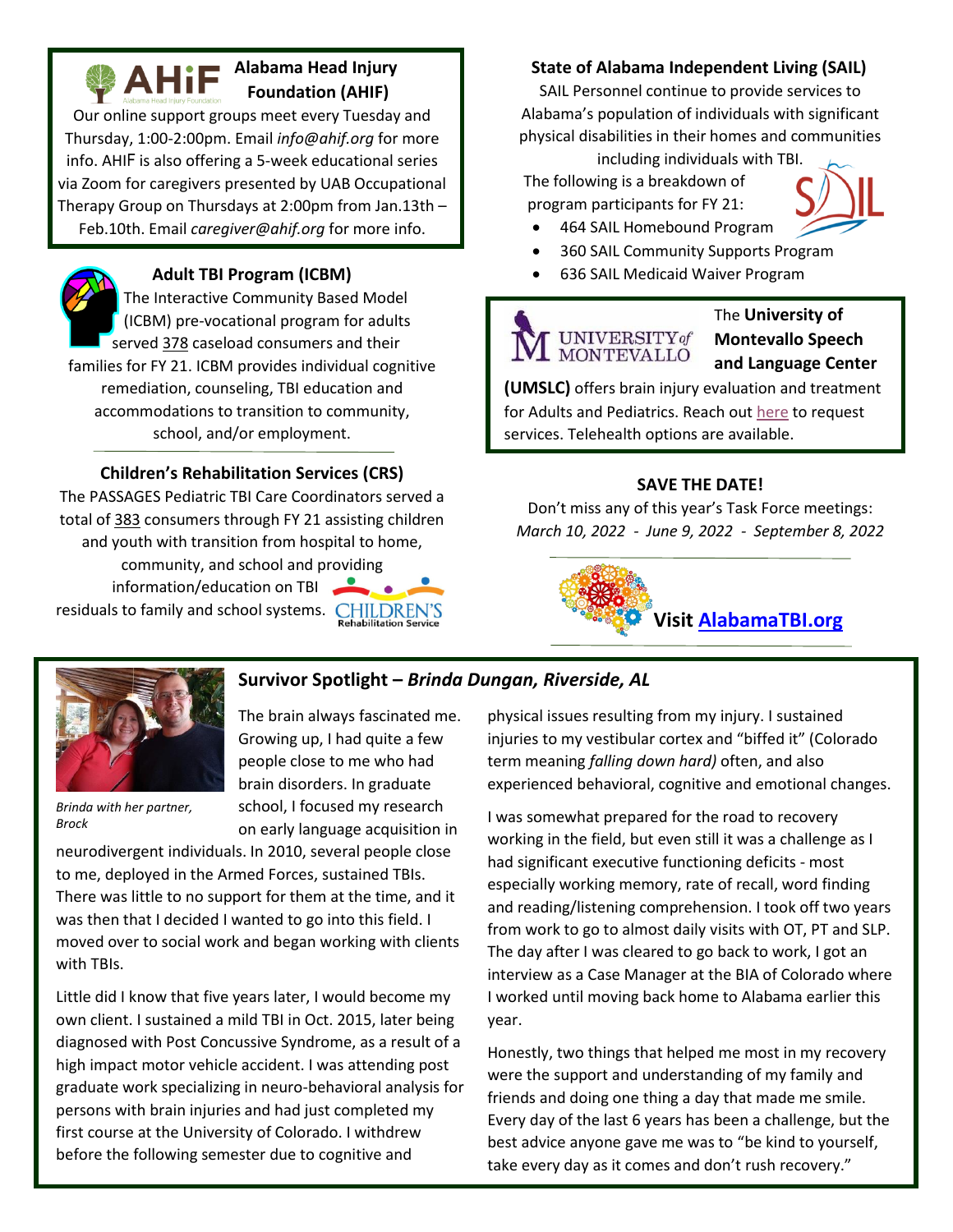### Alabama Head Injury Foundation (AHIF)

Our online support groups meet every Tuesday and Thursday, 1:00-2:00pm. Email *info@ahif.org* for more info. AHIF is also offering a 5-week educational series via Zoom for caregivers presented by UAB Occupational Therapy Group on Thursdays at 2:00pm from Jan.13th – Feb.10th. Email *caregiver@ahif.org* for more info.

### Adult TBI Program (ICBM)

The Interactive Community Based Model (ICBM) pre-vocational program for adults served 378 caseload consumers and their families for FY 21. ICBM provides individual cognitive remediation, counseling, TBI education and accommodations to transition to community, school, and/or employment.

### Children's Rehabilitation Services (CRS)

The PASSAGES Pediatric TBI Care Coordinators served a total of 383 consumers through FY 21 assisting children and youth with transition from hospital to home, community, and school and providing information/education on TBI residuals to family and school systems.

### State of Alabama Independent Living (SAIL)

SAIL Personnel continue to provide services to Alabama's population of individuals with significant physical disabilities in their homes and communities including individuals with TBI.

The following is a breakdown of program participants for FY 21:

- 464 SAIL Homebound Program
- 360 SAIL Community Supports Program
- 636 SAIL Medicaid Waiver Program

The **University of Montevallo Speech and Language Center (UMSLC)** offers brain injury evaluation and treatment for Adults and Pediatrics. Reach out here to request services. Telehealth options are available.

### SAVE THE DATE!

Don't miss any of this year's Task Force meetings:

*March 10, 2022 - June 9, 2022 - September 8, 2022*

**Visit AlabamaTBI.org**

## Survivor Spotlight – *Brinda Dungan, Riverside, AL*

*Brinda with her partner, Brock*

The brain always fascinated me. Growing up, I had quite a few people close to me who had brain disorders. In graduate school, I focused my research on early language acquisition in neurodivergent individuals. In 2010, several people close to me, deployed in the Armed Forces, sustained TBIs. There was little to no support for them at the time, and it was then that I decided I wanted to go into this field. I moved over to social work and began working with clients with TBIs.

Little did I know that five years later, I would become my own client. I sustained a mild TBI in Oct. 2015, later being diagnosed with Post Concussive Syndrome, as a result of a high impact motor vehicle accident. I was attending post graduate work specializing in neuro-behavioral analysis for persons with brain injuries and had just completed my first course at the University of Colorado. I withdrew before the following semester due to cognitive and physical issues resulting from my injury. I sustained injuries to my vestibular cortex and "biffed it" (Colorado term meaning *falling down hard)* often, and also experienced behavioral, cognitive and emotional changes.

I was somewhat prepared for the road to recovery working in the field, but even still it was a challenge as I had significant executive functioning deficits - most especially working memory, rate of recall, word finding and reading/listening comprehension. I took off two years from work to go to almost daily visits with OT, PT and SLP. The day after I was cleared to go back to work, I got an interview as a Case Manager at the BIA of Colorado where I worked until moving back home to Alabama earlier this year.

Honestly, two things that helped me most in my recovery were the support and understanding of my family and friends and doing one thing a day that made me smile. Every day of the last 6 years has been a challenge, but the best advice anyone gave me was to "be kind to yourself, take every day as it comes and don't rush recovery."